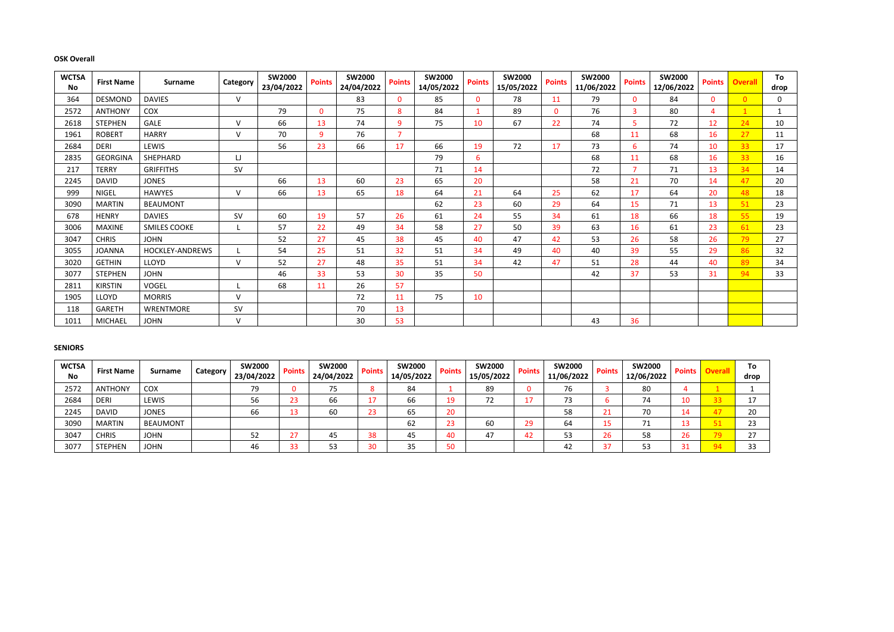**OSK Overall**

| WCTSA No | First Name | Surname | Category | SW2000 23/04/2022 | Points | SW2000 24/04/2022 | Points | SW2000 14/05/2022 | Points | SW2000 15/05/2022 | Points | SW2000 11/06/2022 | Points | SW2000 12/06/2022 | Points | Overall | To drop |
|---|---|---|---|---|---|---|---|---|---|---|---|---|---|---|---|---|---|
| 364 | DESMOND | DAVIES | V | | | 83 | 0 | 85 | 0 | 78 | 11 | 79 | 0 | 84 | 0 | 0 | 0 |
| 2572 | ANTHONY | COX | | 79 | 0 | 75 | 8 | 84 | 1 | 89 | 0 | 76 | 3 | 80 | 4 | 1 | 1 |
| 2618 | STEPHEN | GALE | V | 66 | 13 | 74 | 9 | 75 | 10 | 67 | 22 | 74 | 5 | 72 | 12 | 24 | 10 |
| 1961 | ROBERT | HARRY | V | 70 | 9 | 76 | 7 | | | | | 68 | 11 | 68 | 16 | 27 | 11 |
| 2684 | DERI | LEWIS | | 56 | 23 | 66 | 17 | 66 | 19 | 72 | 17 | 73 | 6 | 74 | 10 | 33 | 17 |
| 2835 | GEORGINA | SHEPHARD | LJ | | | | | 79 | 6 | | | 68 | 11 | 68 | 16 | 33 | 16 |
| 217 | TERRY | GRIFFITHS | SV | | | | | 71 | 14 | | | 72 | 7 | 71 | 13 | 34 | 14 |
| 2245 | DAVID | JONES | | 66 | 13 | 60 | 23 | 65 | 20 | | | 58 | 21 | 70 | 14 | 47 | 20 |
| 999 | NIGEL | HAWYES | V | 66 | 13 | 65 | 18 | 64 | 21 | 64 | 25 | 62 | 17 | 64 | 20 | 48 | 18 |
| 3090 | MARTIN | BEAUMONT | | | | | | 62 | 23 | 60 | 29 | 64 | 15 | 71 | 13 | 51 | 23 |
| 678 | HENRY | DAVIES | SV | 60 | 19 | 57 | 26 | 61 | 24 | 55 | 34 | 61 | 18 | 66 | 18 | 55 | 19 |
| 3006 | MAXINE | SMILES COOKE | L | 57 | 22 | 49 | 34 | 58 | 27 | 50 | 39 | 63 | 16 | 61 | 23 | 61 | 23 |
| 3047 | CHRIS | JOHN | | 52 | 27 | 45 | 38 | 45 | 40 | 47 | 42 | 53 | 26 | 58 | 26 | 79 | 27 |
| 3055 | JOANNA | HOCKLEY-ANDREWS | L | 54 | 25 | 51 | 32 | 51 | 34 | 49 | 40 | 40 | 39 | 55 | 29 | 86 | 32 |
| 3020 | GETHIN | LLOYD | V | 52 | 27 | 48 | 35 | 51 | 34 | 42 | 47 | 51 | 28 | 44 | 40 | 89 | 34 |
| 3077 | STEPHEN | JOHN | | 46 | 33 | 53 | 30 | 35 | 50 | | | 42 | 37 | 53 | 31 | 94 | 33 |
| 2811 | KIRSTIN | VOGEL | L | 68 | 11 | 26 | 57 | | | | | | | | | | |
| 1905 | LLOYD | MORRIS | V | | | 72 | 11 | 75 | 10 | | | | | | | | |
| 118 | GARETH | WRENTMORE | SV | | | 70 | 13 | | | | | | | | | | |
| 1011 | MICHAEL | JOHN | V | | | 30 | 53 | | | | | 43 | 36 | | | | |

**SENIORS**

| WCTSA No | First Name | Surname | Category | SW2000 23/04/2022 | Points | SW2000 24/04/2022 | Points | SW2000 14/05/2022 | Points | SW2000 15/05/2022 | Points | SW2000 11/06/2022 | Points | SW2000 12/06/2022 | Points | Overall | To drop |
|---|---|---|---|---|---|---|---|---|---|---|---|---|---|---|---|---|---|
| 2572 | ANTHONY | COX | | 79 | 0 | 75 | 8 | 84 | 1 | 89 | 0 | 76 | 3 | 80 | 4 | 1 | 1 |
| 2684 | DERI | LEWIS | | 56 | 23 | 66 | 17 | 66 | 19 | 72 | 17 | 73 | 6 | 74 | 10 | 33 | 17 |
| 2245 | DAVID | JONES | | 66 | 13 | 60 | 23 | 65 | 20 | | | 58 | 21 | 70 | 14 | 47 | 20 |
| 3090 | MARTIN | BEAUMONT | | | | | | 62 | 23 | 60 | 29 | 64 | 15 | 71 | 13 | 51 | 23 |
| 3047 | CHRIS | JOHN | | 52 | 27 | 45 | 38 | 45 | 40 | 47 | 42 | 53 | 26 | 58 | 26 | 79 | 27 |
| 3077 | STEPHEN | JOHN | | 46 | 33 | 53 | 30 | 35 | 50 | | | 42 | 37 | 53 | 31 | 94 | 33 |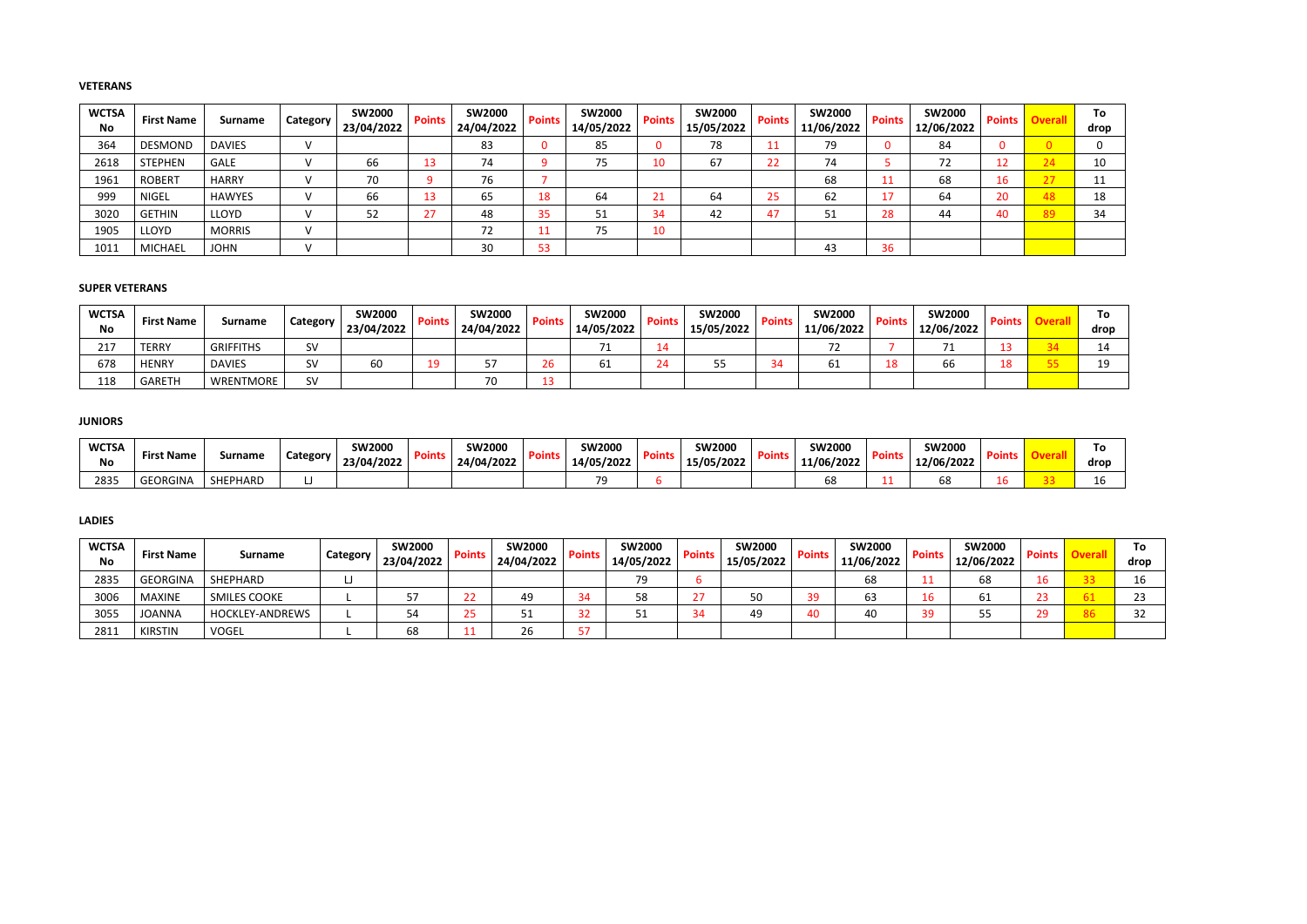**VETERANS**

| WCTSA No | First Name | Surname | Category | SW2000 23/04/2022 | Points | SW2000 24/04/2022 | Points | SW2000 14/05/2022 | Points | SW2000 15/05/2022 | Points | SW2000 11/06/2022 | Points | SW2000 12/06/2022 | Points | Overall | To drop |
|---|---|---|---|---|---|---|---|---|---|---|---|---|---|---|---|---|---|
| 364 | DESMOND | DAVIES | V | | | 83 | 0 | 85 | 0 | 78 | 11 | 79 | 0 | 84 | 0 | 0 | 0 |
| 2618 | STEPHEN | GALE | V | 66 | 13 | 74 | 9 | 75 | 10 | 67 | 22 | 74 | 5 | 72 | 12 | 24 | 10 |
| 1961 | ROBERT | HARRY | V | 70 | 9 | 76 | 7 | | | | | 68 | 11 | 68 | 16 | 27 | 11 |
| 999 | NIGEL | HAWYES | V | 66 | 13 | 65 | 18 | 64 | 21 | 64 | 25 | 62 | 17 | 64 | 20 | 48 | 18 |
| 3020 | GETHIN | LLOYD | V | 52 | 27 | 48 | 35 | 51 | 34 | 42 | 47 | 51 | 28 | 44 | 40 | 89 | 34 |
| 1905 | LLOYD | MORRIS | V | | | 72 | 11 | 75 | 10 | | | | | | | | |
| 1011 | MICHAEL | JOHN | V | | | 30 | 53 | | | | | 43 | 36 | | | | |

**SUPER VETERANS**

| WCTSA No | First Name | Surname | Category | SW2000 23/04/2022 | Points | SW2000 24/04/2022 | Points | SW2000 14/05/2022 | Points | SW2000 15/05/2022 | Points | SW2000 11/06/2022 | Points | SW2000 12/06/2022 | Points | Overall | To drop |
|---|---|---|---|---|---|---|---|---|---|---|---|---|---|---|---|---|---|
| 217 | TERRY | GRIFFITHS | SV | | | | | 71 | 14 | | | 72 | 7 | 71 | 13 | 34 | 14 |
| 678 | HENRY | DAVIES | SV | 60 | 19 | 57 | 26 | 61 | 24 | 55 | 34 | 61 | 18 | 66 | 18 | 55 | 19 |
| 118 | GARETH | WRENTMORE | SV | | | 70 | 13 | | | | | | | | | | |

**JUNIORS**

| WCTSA No | First Name | Surname | Category | SW2000 23/04/2022 | Points | SW2000 24/04/2022 | Points | SW2000 14/05/2022 | Points | SW2000 15/05/2022 | Points | SW2000 11/06/2022 | Points | SW2000 12/06/2022 | Points | Overall | To drop |
|---|---|---|---|---|---|---|---|---|---|---|---|---|---|---|---|---|---|
| 2835 | GEORGINA | SHEPHARD | LJ | | | | | 79 | 6 | | | 68 | 11 | 68 | 16 | 33 | 16 |

**LADIES**

| WCTSA No | First Name | Surname | Category | SW2000 23/04/2022 | Points | SW2000 24/04/2022 | Points | SW2000 14/05/2022 | Points | SW2000 15/05/2022 | Points | SW2000 11/06/2022 | Points | SW2000 12/06/2022 | Points | Overall | To drop |
|---|---|---|---|---|---|---|---|---|---|---|---|---|---|---|---|---|---|
| 2835 | GEORGINA | SHEPHARD | LJ | | | | | 79 | 6 | | | 68 | 11 | 68 | 16 | 33 | 16 |
| 3006 | MAXINE | SMILES COOKE | L | 57 | 22 | 49 | 34 | 58 | 27 | 50 | 39 | 63 | 16 | 61 | 23 | 61 | 23 |
| 3055 | JOANNA | HOCKLEY-ANDREWS | L | 54 | 25 | 51 | 32 | 51 | 34 | 49 | 40 | 40 | 39 | 55 | 29 | 86 | 32 |
| 2811 | KIRSTIN | VOGEL | L | 68 | 11 | 26 | 57 | | | | | | | | | | |